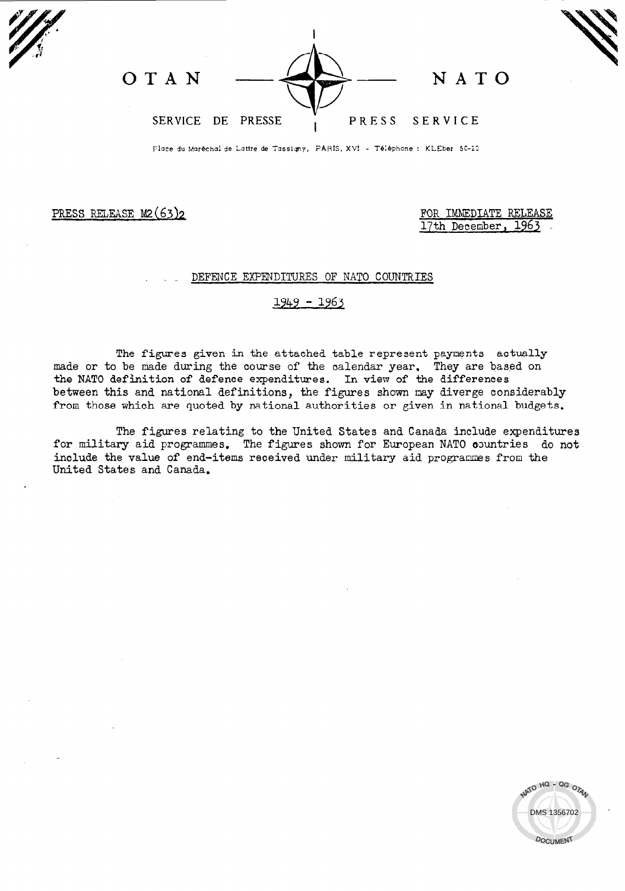OTAN — NATO

SERVICE DE PRESSE | PRESS SERVICE

Place du Maréchal de Lattre de Tassigny, PARIS, XVI - Téléphone : KLEber 50-20

PRESS RELEASE M2(63)2

FOR IMMEDIATE RELEASE
17th December, 1963

## DEFENCE EXPENDITURES OF NATO COUNTRIES

## 1949 - 1963

The figures given in the attached table represent payments actually made or to be made during the course of the calendar year. They are based on the NATO definition of defence expenditures. In view of the differences between this and national definitions, the figures shown may diverge considerably from those which are quoted by national authorities or given in national budgets.

The figures relating to the United States and Canada include expenditures for military aid programmes. The figures shown for European NATO countries do not include the value of end-items received under military aid programmes from the United States and Canada.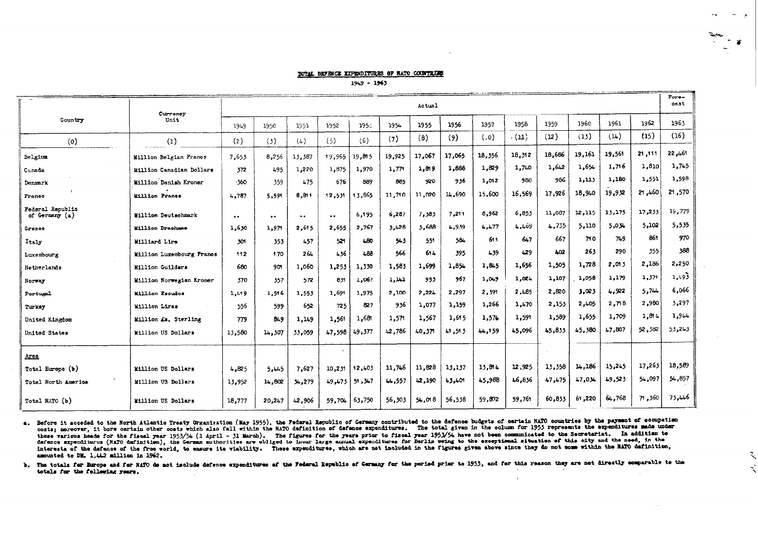## TOTAL DEFENCE EXPENDITURES OF NATO COUNTRIES

1949 - 1963

| Country | Currency Unit | Actual | | | | | | | | | | | | | | Fore-cast |
|---|---|---|---|---|---|---|---|---|---|---|---|---|---|---|---|---|
| | | 1949 | 1950 | 1951 | 1952 | 1953 | 1954 | 1955 | 1956 | 1957 | 1958 | 1959 | 1960 | 1961 | 1962 | 1963 |
| (0) | (1) | (2) | (3) | (4) | (5) | (6) | (7) | (8) | (9) | (10) | (11) | (12) | (13) | (14) | (15) | (16) |
| Belgium | Million Belgian Francs | 7,653 | 8,256 | 13,387 | 19,965 | 19,815 | 19,925 | 17,067 | 17,065 | 18,356 | 18,312 | 18,686 | 19,161 | 19,561 | 21,111 | 22,461 |
| Canada | Million Canadian Dollars | 372 | 495 | 1,220 | 1,875 | 1,970 | 1,771 | 1,819 | 1,888 | 1,829 | 1,740 | 1,642 | 1,654 | 1,716 | 1,810 | 1,745 |
| Denmark | Million Danish Kroner | 360 | 359 | 475 | 676 | 889 | 885 | 920 | 936 | 1,012 | 988 | 986 | 1,113 | 1,180 | 1,551 | 1,598 |
| France | Million Francs | 4,787 | 5,591 | 8,811 | 12,531 | 13,865 | 11,710 | 11,020 | 14,690 | 15,600 | 16,569 | 17,926 | 18,940 | 19,932 | 21,460 | 21,570 |
| Federal Republic of Germany (a) | Million Deutschmark | .. | .. | .. | .. | 6,195 | 6,287 | 7,383 | 7,211 | 8,962 | 6,853 | 11,087 | 12,115 | 13,175 | 17,233 | 19,779 |
| Greece | Million Drachmae | 1,630 | 1,971 | 2,615 | 2,655 | 2,767 | 3,428 | 3,688 | 4,939 | 4,477 | 4,469 | 4,735 | 5,110 | 5,034 | 5,102 | 5,535 |
| Italy | Milliard Lire | 301 | 353 | 457 | 521 | 480 | 543 | 551 | 584 | 611 | 647 | 667 | 710 | 749 | 861 | 970 |
| Luxembourg | Million Luxembourg Francs | 112 | 170 | 264 | 436 | 488 | 566 | 614 | 395 | 439 | 429 | 402 | 263 | 290 | 355 | 388 |
| Netherlands | Million Guilders | 680 | 901 | 1,060 | 1,253 | 1,330 | 1,583 | 1,699 | 1,854 | 1,845 | 1,656 | 1,505 | 1,728 | 2,013 | 2,186 | 2,250 |
| Norway | Million Norwegian Kroner | 370 | 357 | 572 | 831 | 1,067 | 1,141 | 953 | 967 | 1,049 | 1,024 | 1,107 | 1,058 | 1,179 | 1,371 | 1,493 |
| Portugal | Million Escudos | 1,419 | 1,516 | 1,553 | 1,691 | 1,975 | 2,100 | 2,224 | 2,297 | 2,391 | 2,485 | 2,820 | 3,023 | 4,922 | 5,744 | 6,066 |
| Turkey | Million Liras | 556 | 599 | 652 | 725 | 827 | 936 | 1,077 | 1,159 | 1,266 | 1,470 | 2,153 | 2,405 | 2,718 | 2,980 | 3,297 |
| United Kingdom | Million £s. Sterling | 779 | 849 | 1,149 | 1,561 | 1,681 | 1,571 | 1,567 | 1,615 | 1,574 | 1,591 | 1,589 | 1,655 | 1,709 | 1,814 | 1,944 |
| United States | Million US Dollars | 13,580 | 14,307 | 33,059 | 47,598 | 49,377 | 42,786 | 40,371 | 41,513 | 44,159 | 45,096 | 45,833 | 45,380 | 47,807 | 52,382 | 53,245 |
| **Area** | | | | | | | | | | | | | | | | |
| Total Europe (b) | Million US Dollars | 4,825 | 5,445 | 7,627 | 10,231 | 12,403 | 11,746 | 11,828 | 13,137 | 13,814 | 12,925 | 13,358 | 14,186 | 15,245 | 17,263 | 18,589 |
| Total North America | Million US Dollars | 13,952 | 14,802 | 34,279 | 49,473 | 51,347 | 44,557 | 42,190 | 43,401 | 45,988 | 46,836 | 47,475 | 47,034 | 49,523 | 54,097 | 54,857 |
| Total NATO (b) | Million US Dollars | 18,777 | 20,247 | 42,906 | 59,704 | 63,750 | 56,303 | 54,018 | 56,538 | 59,802 | 59,761 | 60,833 | 61,220 | 64,768 | 71,360 | 73,446 |

a. Before it acceded to the North Atlantic Treaty Organization (May 1955), the Federal Republic of Germany contributed to the defence budgets of certain NATO countries by the payment of occupation costs; moreover, it bore certain other costs which also fall within the NATO definition of defence expenditures. The total given in the column for 1953 represents the expenditures made under these various heads for the fiscal year 1953/54 (1 April - 31 March). The figures for the years prior to fiscal year 1953/54 have not been communicated to the Secretariat. In addition to defence expenditures (NATO definition), the German authorities are obliged to incur large annual expenditures for Berlin owing to the exceptional situation of this city and the need, in the interests of the defence of the free world, to ensure its viability. These expenditures, which are not included in the figures given above since they do not come within the NATO definition, amounted to DM. 1,442 million in 1962.

b. The totals for Europe and for NATO do not include defence expenditures of the Federal Republic of Germany for the period prior to 1953, and for this reason they are not directly comparable to the totals for the following years.